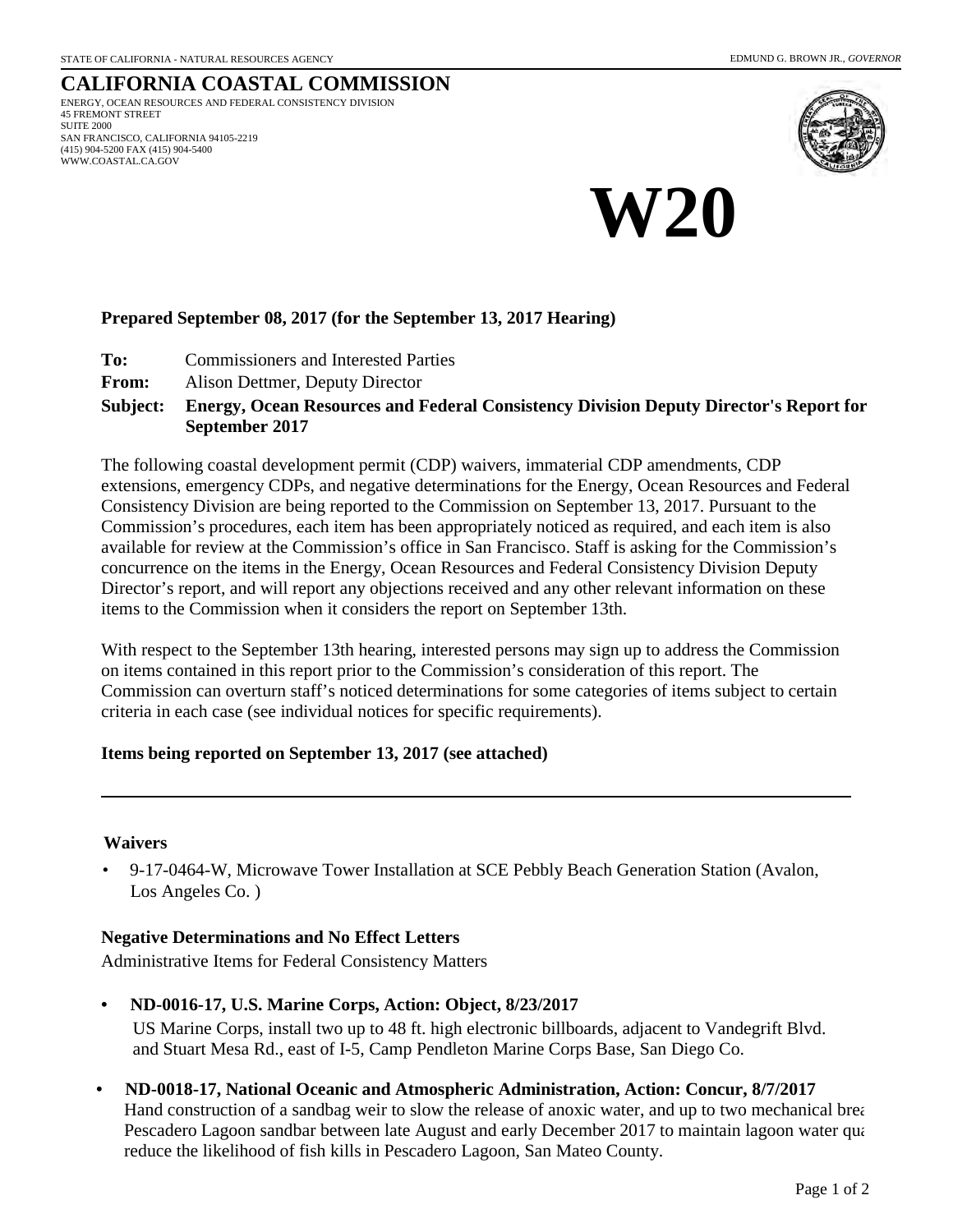STATE OF CALIFORNIA - NATURAL RESOURCES AGENCY

EDMUND G. BROWN JR., *GOVERNOR*

# CALIFORNIA COASTAL COMMISSION

ENERGY, OCEAN RESOURCES AND FEDERAL CONSISTENCY DIVISION
45 FREMONT STREET
SUITE 2000
SAN FRANCISCO, CALIFORNIA 94105-2219
(415) 904-5200 FAX (415) 904-5400
WWW.COASTAL.CA.GOV

# W20

**Prepared September 08, 2017 (for the September 13, 2017 Hearing)**

**To:** Commissioners and Interested Parties

**From:** Alison Dettmer, Deputy Director

**Subject: Energy, Ocean Resources and Federal Consistency Division Deputy Director's Report for September 2017**

The following coastal development permit (CDP) waivers, immaterial CDP amendments, CDP extensions, emergency CDPs, and negative determinations for the Energy, Ocean Resources and Federal Consistency Division are being reported to the Commission on September 13, 2017. Pursuant to the Commission's procedures, each item has been appropriately noticed as required, and each item is also available for review at the Commission's office in San Francisco. Staff is asking for the Commission's concurrence on the items in the Energy, Ocean Resources and Federal Consistency Division Deputy Director's report, and will report any objections received and any other relevant information on these items to the Commission when it considers the report on September 13th.

With respect to the September 13th hearing, interested persons may sign up to address the Commission on items contained in this report prior to the Commission's consideration of this report. The Commission can overturn staff's noticed determinations for some categories of items subject to certain criteria in each case (see individual notices for specific requirements).

**Items being reported on September 13, 2017 (see attached)**

---

### Waivers

- 9-17-0464-W, Microwave Tower Installation at SCE Pebbly Beach Generation Station (Avalon, Los Angeles Co. )

### Negative Determinations and No Effect Letters

Administrative Items for Federal Consistency Matters

- **ND-0016-17, U.S. Marine Corps, Action: Object, 8/23/2017**
  US Marine Corps, install two up to 48 ft. high electronic billboards, adjacent to Vandegrift Blvd. and Stuart Mesa Rd., east of I-5, Camp Pendleton Marine Corps Base, San Diego Co.

- **ND-0018-17, National Oceanic and Atmospheric Administration, Action: Concur, 8/7/2017**
  Hand construction of a sandbag weir to slow the release of anoxic water, and up to two mechanical brea Pescadero Lagoon sandbar between late August and early December 2017 to maintain lagoon water qua reduce the likelihood of fish kills in Pescadero Lagoon, San Mateo County.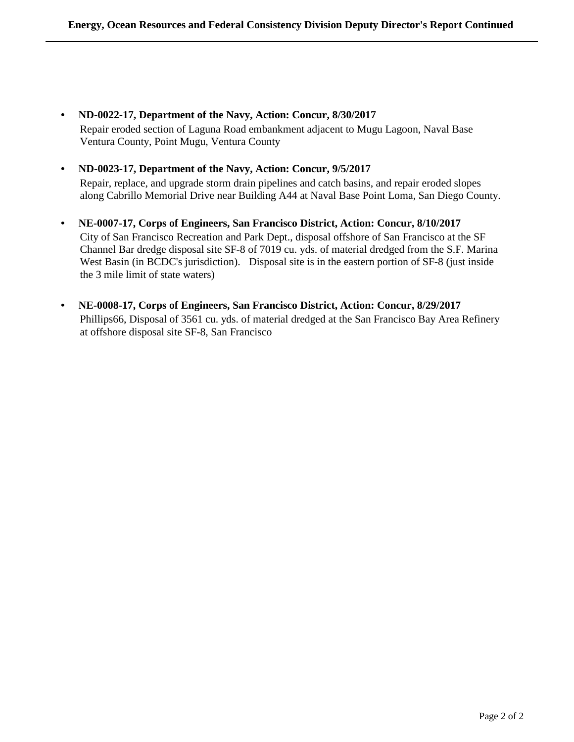- **ND-0022-17, Department of the Navy, Action: Concur, 8/30/2017**
  Repair eroded section of Laguna Road embankment adjacent to Mugu Lagoon, Naval Base Ventura County, Point Mugu, Ventura County

- **ND-0023-17, Department of the Navy, Action: Concur, 9/5/2017**
  Repair, replace, and upgrade storm drain pipelines and catch basins, and repair eroded slopes along Cabrillo Memorial Drive near Building A44 at Naval Base Point Loma, San Diego County.

- **NE-0007-17, Corps of Engineers, San Francisco District, Action: Concur, 8/10/2017**
  City of San Francisco Recreation and Park Dept., disposal offshore of San Francisco at the SF Channel Bar dredge disposal site SF-8 of 7019 cu. yds. of material dredged from the S.F. Marina West Basin (in BCDC's jurisdiction). Disposal site is in the eastern portion of SF-8 (just inside the 3 mile limit of state waters)

- **NE-0008-17, Corps of Engineers, San Francisco District, Action: Concur, 8/29/2017**
  Phillips66, Disposal of 3561 cu. yds. of material dredged at the San Francisco Bay Area Refinery at offshore disposal site SF-8, San Francisco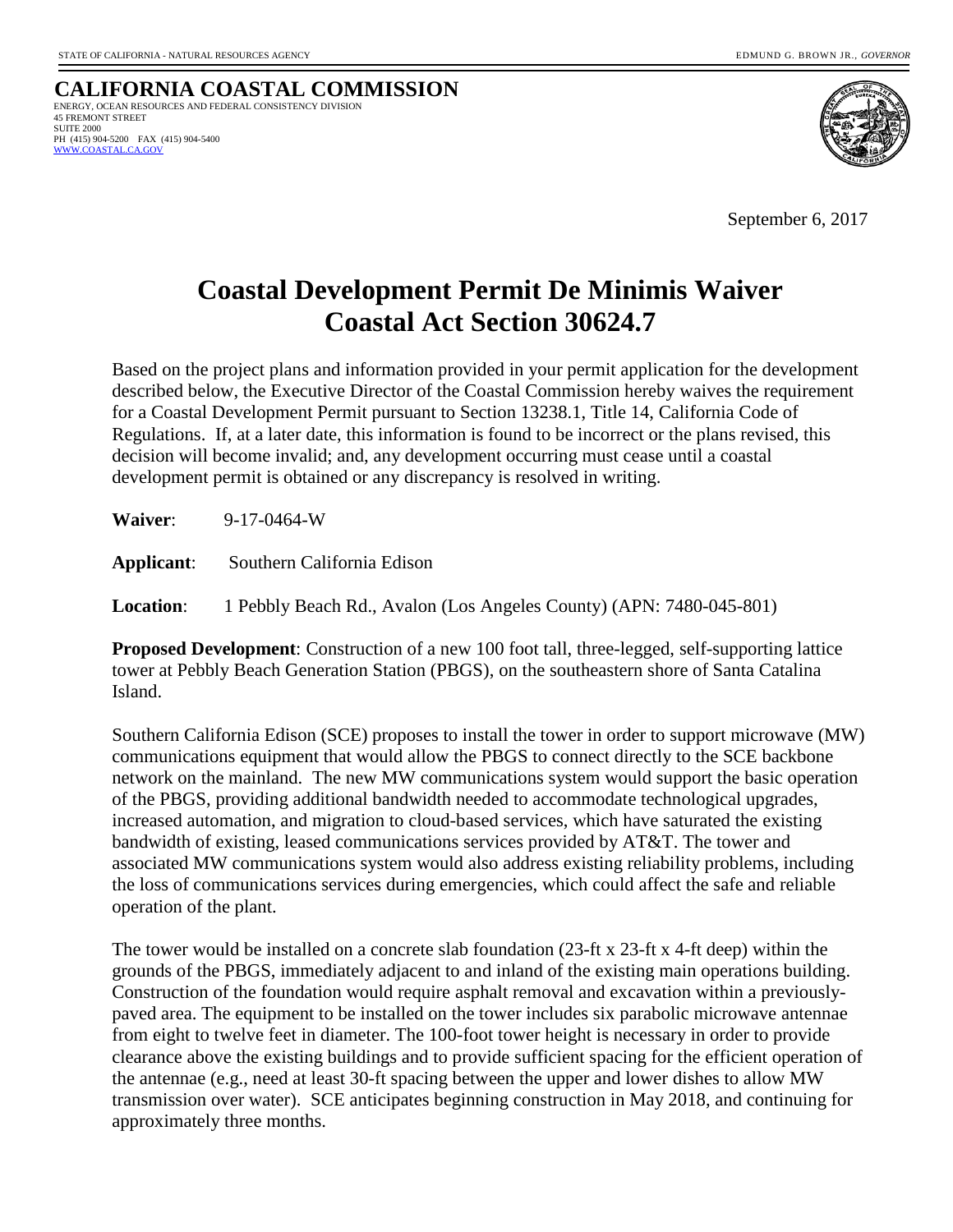STATE OF CALIFORNIA - NATURAL RESOURCES AGENCY EDMUND G. BROWN JR., *GOVERNOR*

**CALIFORNIA COASTAL COMMISSION**
ENERGY, OCEAN RESOURCES AND FEDERAL CONSISTENCY DIVISION
45 FREMONT STREET
SUITE 2000
PH (415) 904-5200 FAX (415) 904-5400
WWW.COASTAL.CA.GOV

September 6, 2017

# Coastal Development Permit De Minimis Waiver Coastal Act Section 30624.7

Based on the project plans and information provided in your permit application for the development described below, the Executive Director of the Coastal Commission hereby waives the requirement for a Coastal Development Permit pursuant to Section 13238.1, Title 14, California Code of Regulations. If, at a later date, this information is found to be incorrect or the plans revised, this decision will become invalid; and, any development occurring must cease until a coastal development permit is obtained or any discrepancy is resolved in writing.

**Waiver**: 9-17-0464-W

**Applicant**: Southern California Edison

**Location**: 1 Pebbly Beach Rd., Avalon (Los Angeles County) (APN: 7480-045-801)

**Proposed Development**: Construction of a new 100 foot tall, three-legged, self-supporting lattice tower at Pebbly Beach Generation Station (PBGS), on the southeastern shore of Santa Catalina Island.

Southern California Edison (SCE) proposes to install the tower in order to support microwave (MW) communications equipment that would allow the PBGS to connect directly to the SCE backbone network on the mainland. The new MW communications system would support the basic operation of the PBGS, providing additional bandwidth needed to accommodate technological upgrades, increased automation, and migration to cloud-based services, which have saturated the existing bandwidth of existing, leased communications services provided by AT&T. The tower and associated MW communications system would also address existing reliability problems, including the loss of communications services during emergencies, which could affect the safe and reliable operation of the plant.

The tower would be installed on a concrete slab foundation (23-ft x 23-ft x 4-ft deep) within the grounds of the PBGS, immediately adjacent to and inland of the existing main operations building. Construction of the foundation would require asphalt removal and excavation within a previously-paved area. The equipment to be installed on the tower includes six parabolic microwave antennae from eight to twelve feet in diameter. The 100-foot tower height is necessary in order to provide clearance above the existing buildings and to provide sufficient spacing for the efficient operation of the antennae (e.g., need at least 30-ft spacing between the upper and lower dishes to allow MW transmission over water). SCE anticipates beginning construction in May 2018, and continuing for approximately three months.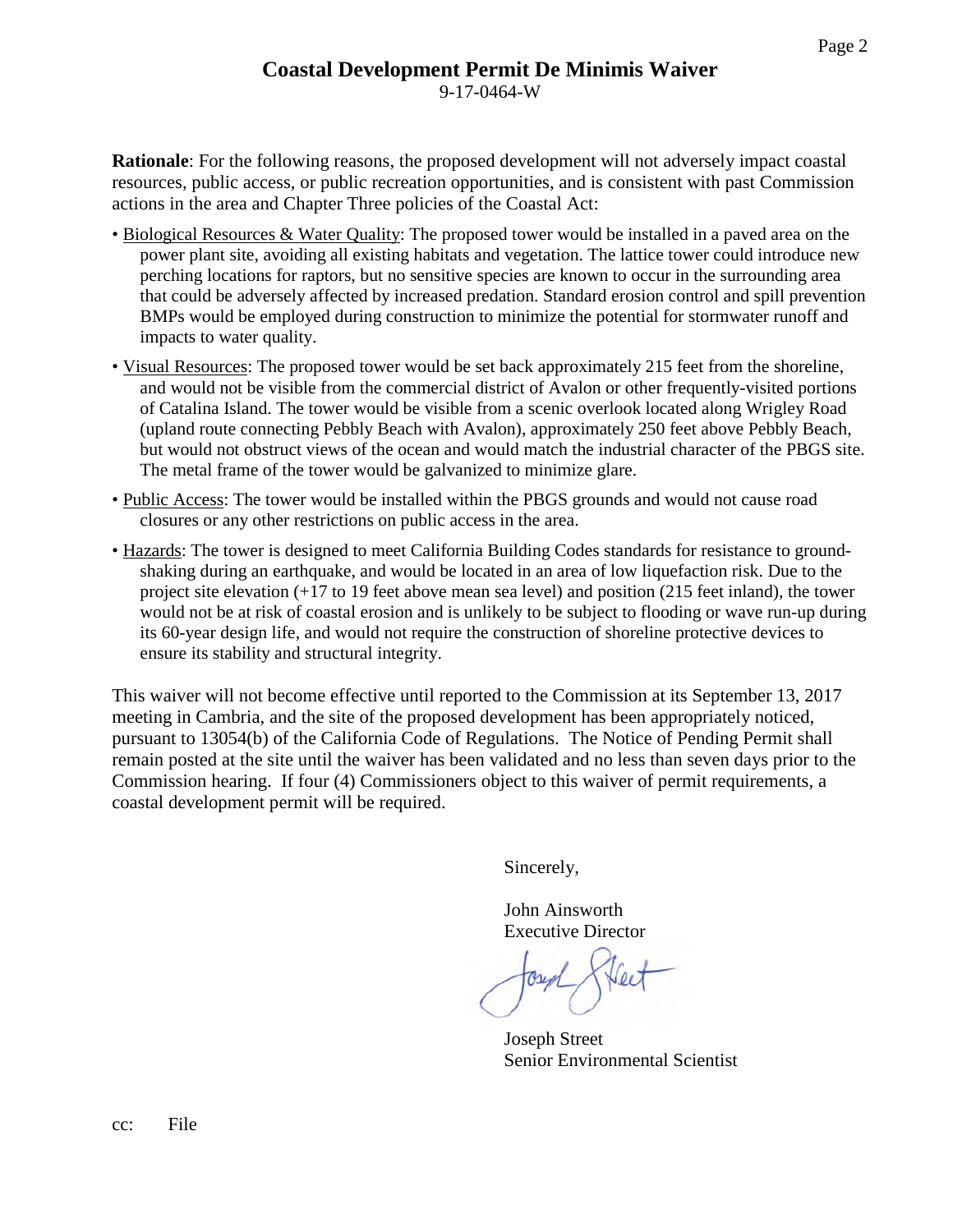## Coastal Development Permit De Minimis Waiver

9-17-0464-W

**Rationale**: For the following reasons, the proposed development will not adversely impact coastal resources, public access, or public recreation opportunities, and is consistent with past Commission actions in the area and Chapter Three policies of the Coastal Act:

- Biological Resources & Water Quality: The proposed tower would be installed in a paved area on the power plant site, avoiding all existing habitats and vegetation. The lattice tower could introduce new perching locations for raptors, but no sensitive species are known to occur in the surrounding area that could be adversely affected by increased predation. Standard erosion control and spill prevention BMPs would be employed during construction to minimize the potential for stormwater runoff and impacts to water quality.
- Visual Resources: The proposed tower would be set back approximately 215 feet from the shoreline, and would not be visible from the commercial district of Avalon or other frequently-visited portions of Catalina Island. The tower would be visible from a scenic overlook located along Wrigley Road (upland route connecting Pebbly Beach with Avalon), approximately 250 feet above Pebbly Beach, but would not obstruct views of the ocean and would match the industrial character of the PBGS site. The metal frame of the tower would be galvanized to minimize glare.
- Public Access: The tower would be installed within the PBGS grounds and would not cause road closures or any other restrictions on public access in the area.
- Hazards: The tower is designed to meet California Building Codes standards for resistance to ground-shaking during an earthquake, and would be located in an area of low liquefaction risk. Due to the project site elevation (+17 to 19 feet above mean sea level) and position (215 feet inland), the tower would not be at risk of coastal erosion and is unlikely to be subject to flooding or wave run-up during its 60-year design life, and would not require the construction of shoreline protective devices to ensure its stability and structural integrity.

This waiver will not become effective until reported to the Commission at its September 13, 2017 meeting in Cambria, and the site of the proposed development has been appropriately noticed, pursuant to 13054(b) of the California Code of Regulations. The Notice of Pending Permit shall remain posted at the site until the waiver has been validated and no less than seven days prior to the Commission hearing. If four (4) Commissioners object to this waiver of permit requirements, a coastal development permit will be required.

Sincerely,

John Ainsworth
Executive Director

Joseph Street
Senior Environmental Scientist

cc: File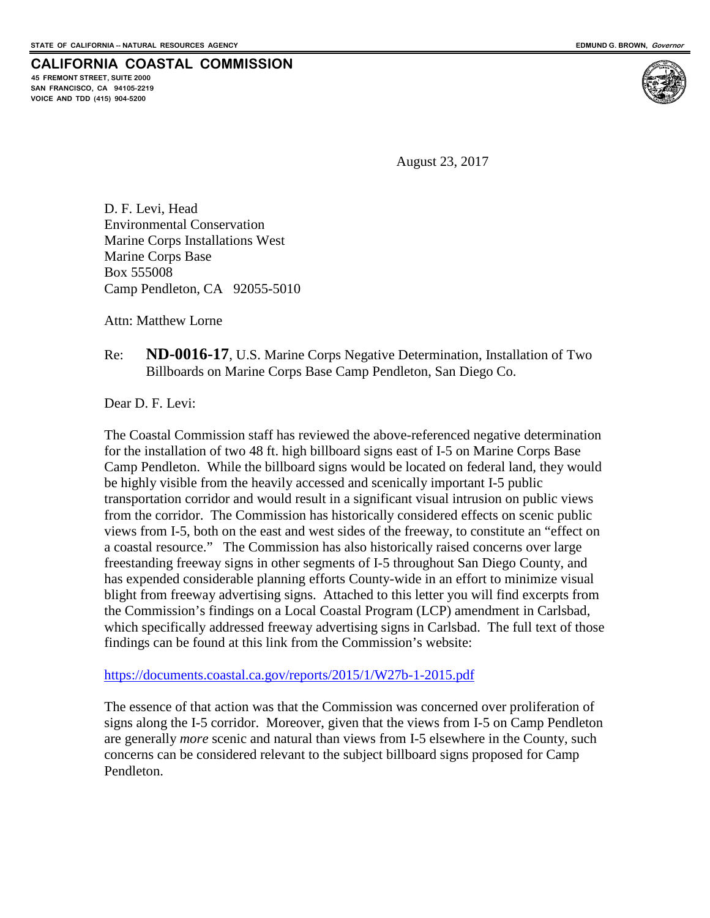STATE OF CALIFORNIA -- NATURAL RESOURCES AGENCY

EDMUND G. BROWN, *Governor*

**CALIFORNIA COASTAL COMMISSION**
45 FREMONT STREET, SUITE 2000
SAN FRANCISCO, CA 94105-2219
VOICE AND TDD (415) 904-5200

August 23, 2017

D. F. Levi, Head
Environmental Conservation
Marine Corps Installations West
Marine Corps Base
Box 555008
Camp Pendleton, CA 92055-5010

Attn: Matthew Lorne

Re: **ND-0016-17**, U.S. Marine Corps Negative Determination, Installation of Two Billboards on Marine Corps Base Camp Pendleton, San Diego Co.

Dear D. F. Levi:

The Coastal Commission staff has reviewed the above-referenced negative determination for the installation of two 48 ft. high billboard signs east of I-5 on Marine Corps Base Camp Pendleton. While the billboard signs would be located on federal land, they would be highly visible from the heavily accessed and scenically important I-5 public transportation corridor and would result in a significant visual intrusion on public views from the corridor. The Commission has historically considered effects on scenic public views from I-5, both on the east and west sides of the freeway, to constitute an "effect on a coastal resource." The Commission has also historically raised concerns over large freestanding freeway signs in other segments of I-5 throughout San Diego County, and has expended considerable planning efforts County-wide in an effort to minimize visual blight from freeway advertising signs. Attached to this letter you will find excerpts from the Commission's findings on a Local Coastal Program (LCP) amendment in Carlsbad, which specifically addressed freeway advertising signs in Carlsbad. The full text of those findings can be found at this link from the Commission's website:

https://documents.coastal.ca.gov/reports/2015/1/W27b-1-2015.pdf

The essence of that action was that the Commission was concerned over proliferation of signs along the I-5 corridor. Moreover, given that the views from I-5 on Camp Pendleton are generally *more* scenic and natural than views from I-5 elsewhere in the County, such concerns can be considered relevant to the subject billboard signs proposed for Camp Pendleton.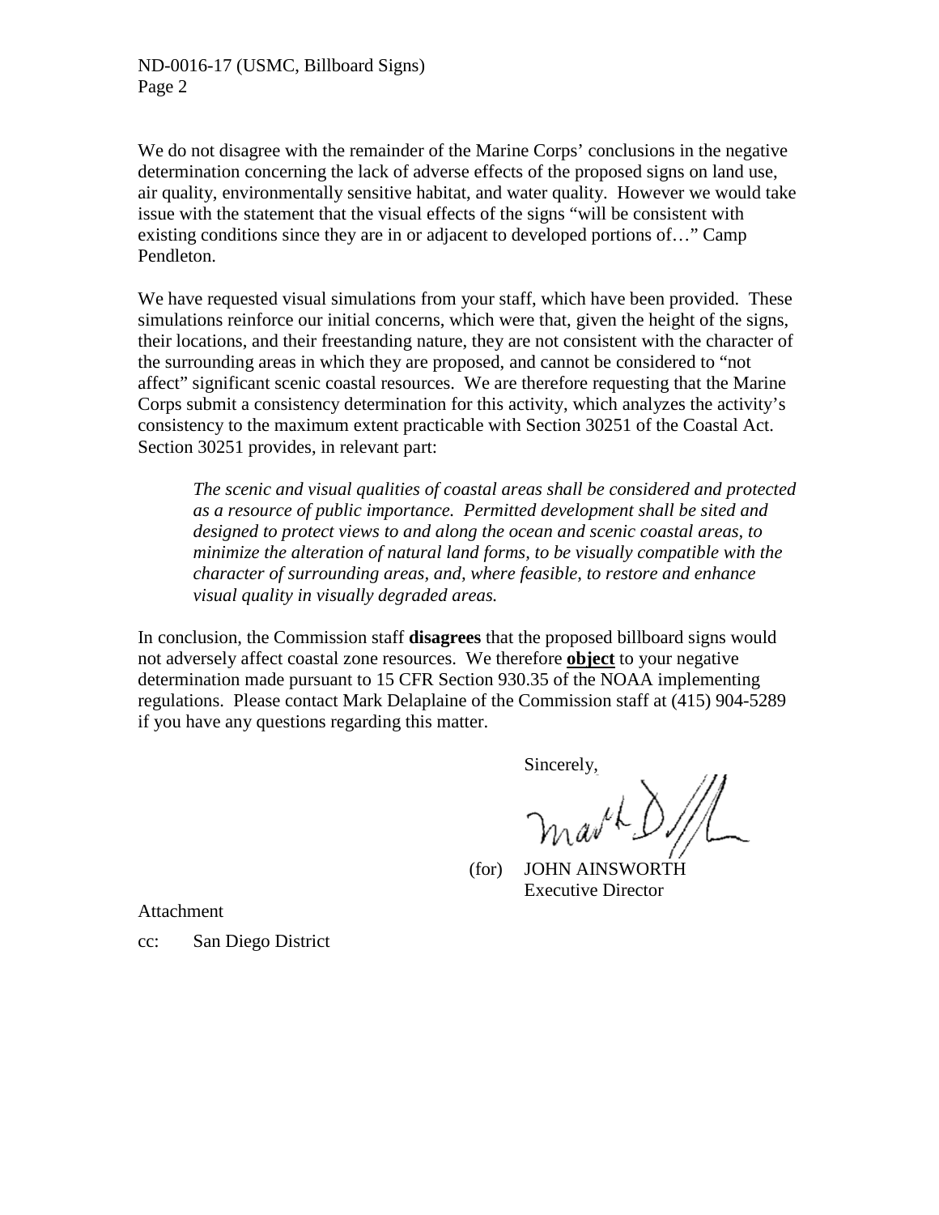We do not disagree with the remainder of the Marine Corps' conclusions in the negative determination concerning the lack of adverse effects of the proposed signs on land use, air quality, environmentally sensitive habitat, and water quality. However we would take issue with the statement that the visual effects of the signs "will be consistent with existing conditions since they are in or adjacent to developed portions of…" Camp Pendleton.

We have requested visual simulations from your staff, which have been provided. These simulations reinforce our initial concerns, which were that, given the height of the signs, their locations, and their freestanding nature, they are not consistent with the character of the surrounding areas in which they are proposed, and cannot be considered to "not affect" significant scenic coastal resources. We are therefore requesting that the Marine Corps submit a consistency determination for this activity, which analyzes the activity's consistency to the maximum extent practicable with Section 30251 of the Coastal Act. Section 30251 provides, in relevant part:

> *The scenic and visual qualities of coastal areas shall be considered and protected as a resource of public importance. Permitted development shall be sited and designed to protect views to and along the ocean and scenic coastal areas, to minimize the alteration of natural land forms, to be visually compatible with the character of surrounding areas, and, where feasible, to restore and enhance visual quality in visually degraded areas.*

In conclusion, the Commission staff **disagrees** that the proposed billboard signs would not adversely affect coastal zone resources. We therefore **object** to your negative determination made pursuant to 15 CFR Section 930.35 of the NOAA implementing regulations. Please contact Mark Delaplaine of the Commission staff at (415) 904-5289 if you have any questions regarding this matter.

Sincerely,

(for) JOHN AINSWORTH
Executive Director

Attachment

cc: San Diego District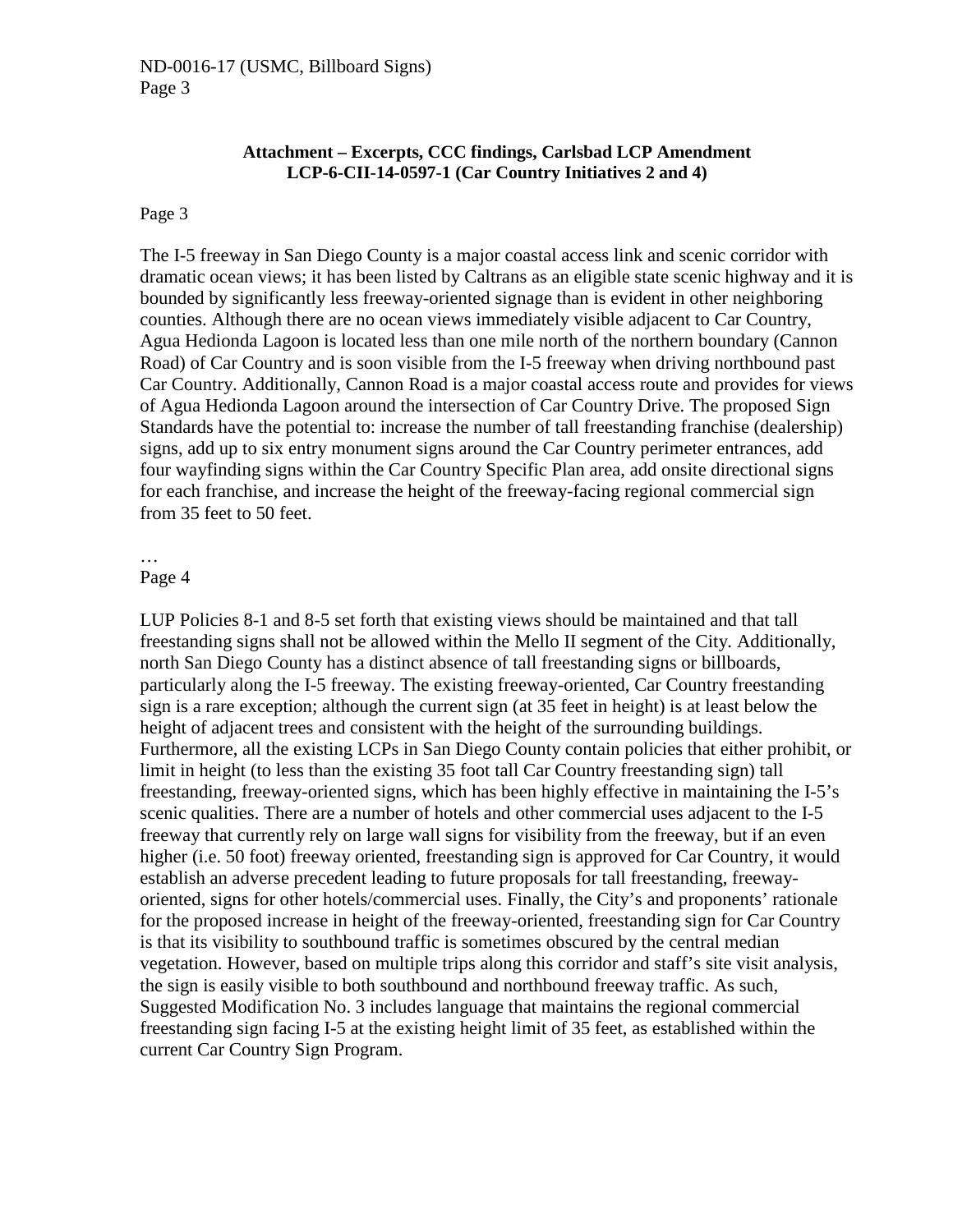**Attachment – Excerpts, CCC findings, Carlsbad LCP Amendment LCP-6-CII-14-0597-1 (Car Country Initiatives 2 and 4)**

Page 3

The I-5 freeway in San Diego County is a major coastal access link and scenic corridor with dramatic ocean views; it has been listed by Caltrans as an eligible state scenic highway and it is bounded by significantly less freeway-oriented signage than is evident in other neighboring counties. Although there are no ocean views immediately visible adjacent to Car Country, Agua Hedionda Lagoon is located less than one mile north of the northern boundary (Cannon Road) of Car Country and is soon visible from the I-5 freeway when driving northbound past Car Country. Additionally, Cannon Road is a major coastal access route and provides for views of Agua Hedionda Lagoon around the intersection of Car Country Drive. The proposed Sign Standards have the potential to: increase the number of tall freestanding franchise (dealership) signs, add up to six entry monument signs around the Car Country perimeter entrances, add four wayfinding signs within the Car Country Specific Plan area, add onsite directional signs for each franchise, and increase the height of the freeway-facing regional commercial sign from 35 feet to 50 feet.

…

Page 4

LUP Policies 8-1 and 8-5 set forth that existing views should be maintained and that tall freestanding signs shall not be allowed within the Mello II segment of the City. Additionally, north San Diego County has a distinct absence of tall freestanding signs or billboards, particularly along the I-5 freeway. The existing freeway-oriented, Car Country freestanding sign is a rare exception; although the current sign (at 35 feet in height) is at least below the height of adjacent trees and consistent with the height of the surrounding buildings. Furthermore, all the existing LCPs in San Diego County contain policies that either prohibit, or limit in height (to less than the existing 35 foot tall Car Country freestanding sign) tall freestanding, freeway-oriented signs, which has been highly effective in maintaining the I-5's scenic qualities. There are a number of hotels and other commercial uses adjacent to the I-5 freeway that currently rely on large wall signs for visibility from the freeway, but if an even higher (i.e. 50 foot) freeway oriented, freestanding sign is approved for Car Country, it would establish an adverse precedent leading to future proposals for tall freestanding, freeway-oriented, signs for other hotels/commercial uses. Finally, the City's and proponents' rationale for the proposed increase in height of the freeway-oriented, freestanding sign for Car Country is that its visibility to southbound traffic is sometimes obscured by the central median vegetation. However, based on multiple trips along this corridor and staff's site visit analysis, the sign is easily visible to both southbound and northbound freeway traffic. As such, Suggested Modification No. 3 includes language that maintains the regional commercial freestanding sign facing I-5 at the existing height limit of 35 feet, as established within the current Car Country Sign Program.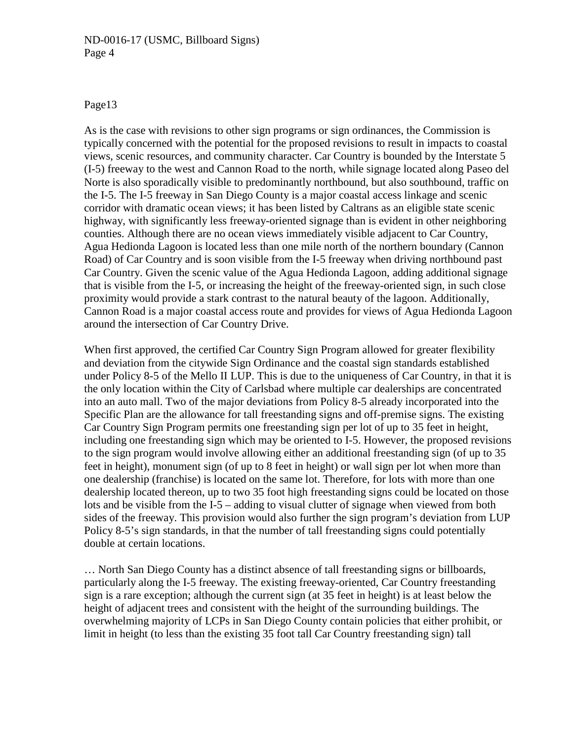Page13

As is the case with revisions to other sign programs or sign ordinances, the Commission is typically concerned with the potential for the proposed revisions to result in impacts to coastal views, scenic resources, and community character. Car Country is bounded by the Interstate 5 (I-5) freeway to the west and Cannon Road to the north, while signage located along Paseo del Norte is also sporadically visible to predominantly northbound, but also southbound, traffic on the I-5. The I-5 freeway in San Diego County is a major coastal access linkage and scenic corridor with dramatic ocean views; it has been listed by Caltrans as an eligible state scenic highway, with significantly less freeway-oriented signage than is evident in other neighboring counties. Although there are no ocean views immediately visible adjacent to Car Country, Agua Hedionda Lagoon is located less than one mile north of the northern boundary (Cannon Road) of Car Country and is soon visible from the I-5 freeway when driving northbound past Car Country. Given the scenic value of the Agua Hedionda Lagoon, adding additional signage that is visible from the I-5, or increasing the height of the freeway-oriented sign, in such close proximity would provide a stark contrast to the natural beauty of the lagoon. Additionally, Cannon Road is a major coastal access route and provides for views of Agua Hedionda Lagoon around the intersection of Car Country Drive.

When first approved, the certified Car Country Sign Program allowed for greater flexibility and deviation from the citywide Sign Ordinance and the coastal sign standards established under Policy 8-5 of the Mello II LUP. This is due to the uniqueness of Car Country, in that it is the only location within the City of Carlsbad where multiple car dealerships are concentrated into an auto mall. Two of the major deviations from Policy 8-5 already incorporated into the Specific Plan are the allowance for tall freestanding signs and off-premise signs. The existing Car Country Sign Program permits one freestanding sign per lot of up to 35 feet in height, including one freestanding sign which may be oriented to I-5. However, the proposed revisions to the sign program would involve allowing either an additional freestanding sign (of up to 35 feet in height), monument sign (of up to 8 feet in height) or wall sign per lot when more than one dealership (franchise) is located on the same lot. Therefore, for lots with more than one dealership located thereon, up to two 35 foot high freestanding signs could be located on those lots and be visible from the I-5 – adding to visual clutter of signage when viewed from both sides of the freeway. This provision would also further the sign program's deviation from LUP Policy 8-5's sign standards, in that the number of tall freestanding signs could potentially double at certain locations.

… North San Diego County has a distinct absence of tall freestanding signs or billboards, particularly along the I-5 freeway. The existing freeway-oriented, Car Country freestanding sign is a rare exception; although the current sign (at 35 feet in height) is at least below the height of adjacent trees and consistent with the height of the surrounding buildings. The overwhelming majority of LCPs in San Diego County contain policies that either prohibit, or limit in height (to less than the existing 35 foot tall Car Country freestanding sign) tall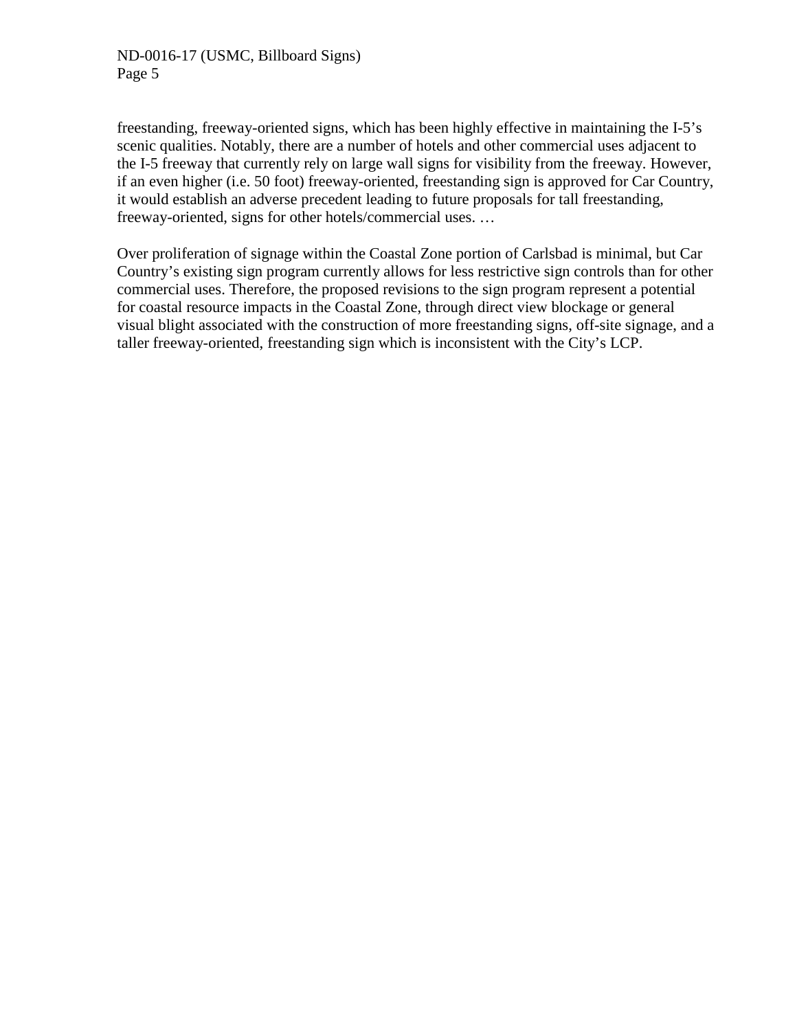freestanding, freeway-oriented signs, which has been highly effective in maintaining the I-5's scenic qualities. Notably, there are a number of hotels and other commercial uses adjacent to the I-5 freeway that currently rely on large wall signs for visibility from the freeway. However, if an even higher (i.e. 50 foot) freeway-oriented, freestanding sign is approved for Car Country, it would establish an adverse precedent leading to future proposals for tall freestanding, freeway-oriented, signs for other hotels/commercial uses. …

Over proliferation of signage within the Coastal Zone portion of Carlsbad is minimal, but Car Country's existing sign program currently allows for less restrictive sign controls than for other commercial uses. Therefore, the proposed revisions to the sign program represent a potential for coastal resource impacts in the Coastal Zone, through direct view blockage or general visual blight associated with the construction of more freestanding signs, off-site signage, and a taller freeway-oriented, freestanding sign which is inconsistent with the City's LCP.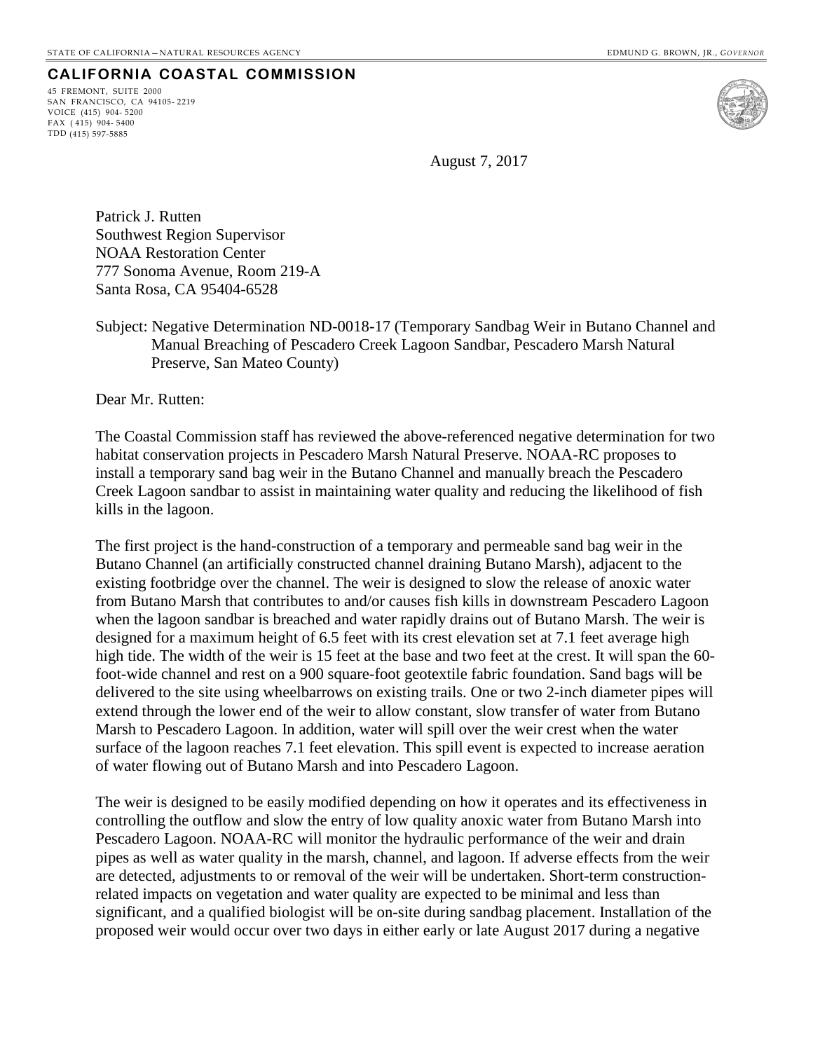STATE OF CALIFORNIA—NATURAL RESOURCES AGENCY EDMUND G. BROWN, JR., *GOVERNOR*

**CALIFORNIA COASTAL COMMISSION**

45 FREMONT, SUITE 2000
SAN FRANCISCO, CA 94105- 2219
VOICE (415) 904- 5200
FAX ( 415) 904- 5400
TDD (415) 597-5885

August 7, 2017

Patrick J. Rutten
Southwest Region Supervisor
NOAA Restoration Center
777 Sonoma Avenue, Room 219-A
Santa Rosa, CA 95404-6528

Subject: Negative Determination ND-0018-17 (Temporary Sandbag Weir in Butano Channel and Manual Breaching of Pescadero Creek Lagoon Sandbar, Pescadero Marsh Natural Preserve, San Mateo County)

Dear Mr. Rutten:

The Coastal Commission staff has reviewed the above-referenced negative determination for two habitat conservation projects in Pescadero Marsh Natural Preserve. NOAA-RC proposes to install a temporary sand bag weir in the Butano Channel and manually breach the Pescadero Creek Lagoon sandbar to assist in maintaining water quality and reducing the likelihood of fish kills in the lagoon.

The first project is the hand-construction of a temporary and permeable sand bag weir in the Butano Channel (an artificially constructed channel draining Butano Marsh), adjacent to the existing footbridge over the channel. The weir is designed to slow the release of anoxic water from Butano Marsh that contributes to and/or causes fish kills in downstream Pescadero Lagoon when the lagoon sandbar is breached and water rapidly drains out of Butano Marsh. The weir is designed for a maximum height of 6.5 feet with its crest elevation set at 7.1 feet average high high tide. The width of the weir is 15 feet at the base and two feet at the crest. It will span the 60-foot-wide channel and rest on a 900 square-foot geotextile fabric foundation. Sand bags will be delivered to the site using wheelbarrows on existing trails. One or two 2-inch diameter pipes will extend through the lower end of the weir to allow constant, slow transfer of water from Butano Marsh to Pescadero Lagoon. In addition, water will spill over the weir crest when the water surface of the lagoon reaches 7.1 feet elevation. This spill event is expected to increase aeration of water flowing out of Butano Marsh and into Pescadero Lagoon.

The weir is designed to be easily modified depending on how it operates and its effectiveness in controlling the outflow and slow the entry of low quality anoxic water from Butano Marsh into Pescadero Lagoon. NOAA-RC will monitor the hydraulic performance of the weir and drain pipes as well as water quality in the marsh, channel, and lagoon. If adverse effects from the weir are detected, adjustments to or removal of the weir will be undertaken. Short-term construction-related impacts on vegetation and water quality are expected to be minimal and less than significant, and a qualified biologist will be on-site during sandbag placement. Installation of the proposed weir would occur over two days in either early or late August 2017 during a negative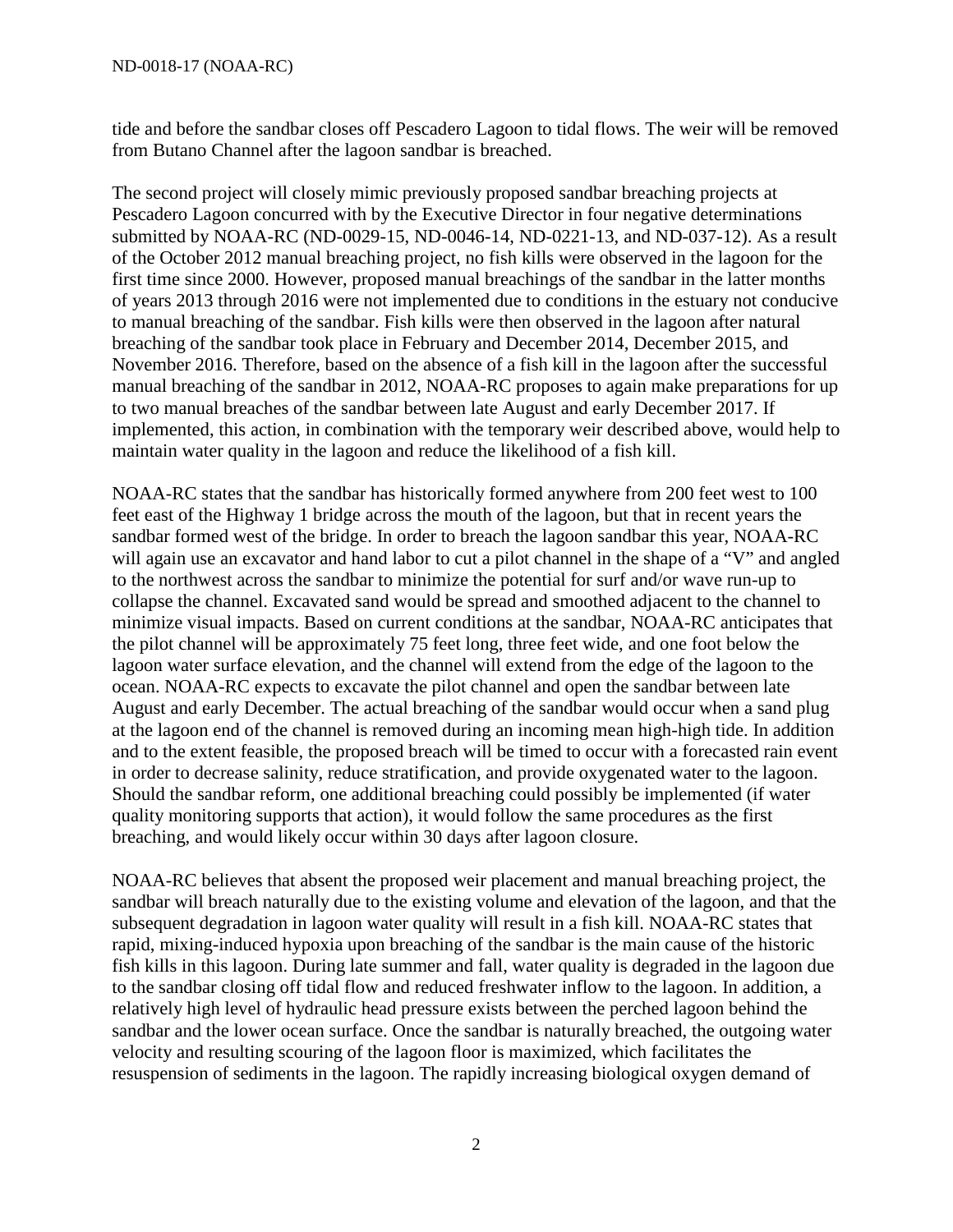tide and before the sandbar closes off Pescadero Lagoon to tidal flows. The weir will be removed from Butano Channel after the lagoon sandbar is breached.

The second project will closely mimic previously proposed sandbar breaching projects at Pescadero Lagoon concurred with by the Executive Director in four negative determinations submitted by NOAA-RC (ND-0029-15, ND-0046-14, ND-0221-13, and ND-037-12). As a result of the October 2012 manual breaching project, no fish kills were observed in the lagoon for the first time since 2000. However, proposed manual breachings of the sandbar in the latter months of years 2013 through 2016 were not implemented due to conditions in the estuary not conducive to manual breaching of the sandbar. Fish kills were then observed in the lagoon after natural breaching of the sandbar took place in February and December 2014, December 2015, and November 2016. Therefore, based on the absence of a fish kill in the lagoon after the successful manual breaching of the sandbar in 2012, NOAA-RC proposes to again make preparations for up to two manual breaches of the sandbar between late August and early December 2017. If implemented, this action, in combination with the temporary weir described above, would help to maintain water quality in the lagoon and reduce the likelihood of a fish kill.

NOAA-RC states that the sandbar has historically formed anywhere from 200 feet west to 100 feet east of the Highway 1 bridge across the mouth of the lagoon, but that in recent years the sandbar formed west of the bridge. In order to breach the lagoon sandbar this year, NOAA-RC will again use an excavator and hand labor to cut a pilot channel in the shape of a "V" and angled to the northwest across the sandbar to minimize the potential for surf and/or wave run-up to collapse the channel. Excavated sand would be spread and smoothed adjacent to the channel to minimize visual impacts. Based on current conditions at the sandbar, NOAA-RC anticipates that the pilot channel will be approximately 75 feet long, three feet wide, and one foot below the lagoon water surface elevation, and the channel will extend from the edge of the lagoon to the ocean. NOAA-RC expects to excavate the pilot channel and open the sandbar between late August and early December. The actual breaching of the sandbar would occur when a sand plug at the lagoon end of the channel is removed during an incoming mean high-high tide. In addition and to the extent feasible, the proposed breach will be timed to occur with a forecasted rain event in order to decrease salinity, reduce stratification, and provide oxygenated water to the lagoon. Should the sandbar reform, one additional breaching could possibly be implemented (if water quality monitoring supports that action), it would follow the same procedures as the first breaching, and would likely occur within 30 days after lagoon closure.

NOAA-RC believes that absent the proposed weir placement and manual breaching project, the sandbar will breach naturally due to the existing volume and elevation of the lagoon, and that the subsequent degradation in lagoon water quality will result in a fish kill. NOAA-RC states that rapid, mixing-induced hypoxia upon breaching of the sandbar is the main cause of the historic fish kills in this lagoon. During late summer and fall, water quality is degraded in the lagoon due to the sandbar closing off tidal flow and reduced freshwater inflow to the lagoon. In addition, a relatively high level of hydraulic head pressure exists between the perched lagoon behind the sandbar and the lower ocean surface. Once the sandbar is naturally breached, the outgoing water velocity and resulting scouring of the lagoon floor is maximized, which facilitates the resuspension of sediments in the lagoon. The rapidly increasing biological oxygen demand of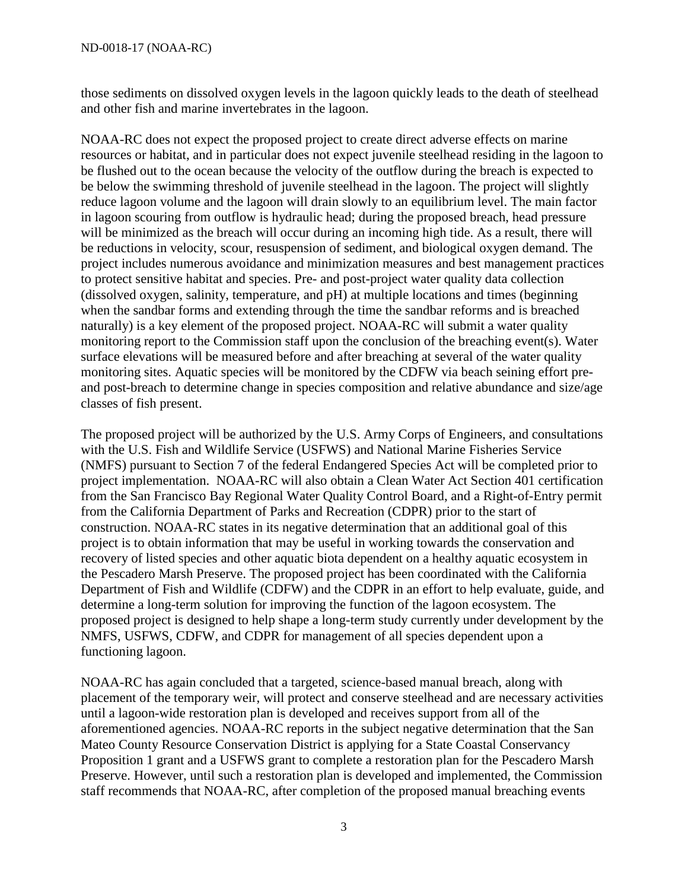those sediments on dissolved oxygen levels in the lagoon quickly leads to the death of steelhead and other fish and marine invertebrates in the lagoon.

NOAA-RC does not expect the proposed project to create direct adverse effects on marine resources or habitat, and in particular does not expect juvenile steelhead residing in the lagoon to be flushed out to the ocean because the velocity of the outflow during the breach is expected to be below the swimming threshold of juvenile steelhead in the lagoon. The project will slightly reduce lagoon volume and the lagoon will drain slowly to an equilibrium level. The main factor in lagoon scouring from outflow is hydraulic head; during the proposed breach, head pressure will be minimized as the breach will occur during an incoming high tide. As a result, there will be reductions in velocity, scour, resuspension of sediment, and biological oxygen demand. The project includes numerous avoidance and minimization measures and best management practices to protect sensitive habitat and species. Pre- and post-project water quality data collection (dissolved oxygen, salinity, temperature, and pH) at multiple locations and times (beginning when the sandbar forms and extending through the time the sandbar reforms and is breached naturally) is a key element of the proposed project. NOAA-RC will submit a water quality monitoring report to the Commission staff upon the conclusion of the breaching event(s). Water surface elevations will be measured before and after breaching at several of the water quality monitoring sites. Aquatic species will be monitored by the CDFW via beach seining effort pre- and post-breach to determine change in species composition and relative abundance and size/age classes of fish present.

The proposed project will be authorized by the U.S. Army Corps of Engineers, and consultations with the U.S. Fish and Wildlife Service (USFWS) and National Marine Fisheries Service (NMFS) pursuant to Section 7 of the federal Endangered Species Act will be completed prior to project implementation. NOAA-RC will also obtain a Clean Water Act Section 401 certification from the San Francisco Bay Regional Water Quality Control Board, and a Right-of-Entry permit from the California Department of Parks and Recreation (CDPR) prior to the start of construction. NOAA-RC states in its negative determination that an additional goal of this project is to obtain information that may be useful in working towards the conservation and recovery of listed species and other aquatic biota dependent on a healthy aquatic ecosystem in the Pescadero Marsh Preserve. The proposed project has been coordinated with the California Department of Fish and Wildlife (CDFW) and the CDPR in an effort to help evaluate, guide, and determine a long-term solution for improving the function of the lagoon ecosystem. The proposed project is designed to help shape a long-term study currently under development by the NMFS, USFWS, CDFW, and CDPR for management of all species dependent upon a functioning lagoon.

NOAA-RC has again concluded that a targeted, science-based manual breach, along with placement of the temporary weir, will protect and conserve steelhead and are necessary activities until a lagoon-wide restoration plan is developed and receives support from all of the aforementioned agencies. NOAA-RC reports in the subject negative determination that the San Mateo County Resource Conservation District is applying for a State Coastal Conservancy Proposition 1 grant and a USFWS grant to complete a restoration plan for the Pescadero Marsh Preserve. However, until such a restoration plan is developed and implemented, the Commission staff recommends that NOAA-RC, after completion of the proposed manual breaching events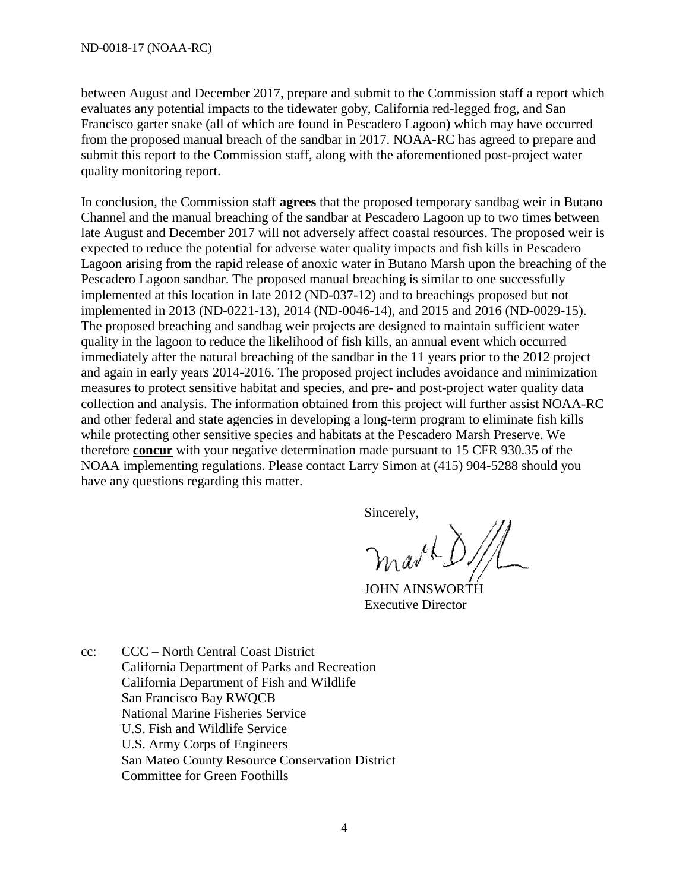between August and December 2017, prepare and submit to the Commission staff a report which evaluates any potential impacts to the tidewater goby, California red-legged frog, and San Francisco garter snake (all of which are found in Pescadero Lagoon) which may have occurred from the proposed manual breach of the sandbar in 2017. NOAA-RC has agreed to prepare and submit this report to the Commission staff, along with the aforementioned post-project water quality monitoring report.

In conclusion, the Commission staff **agrees** that the proposed temporary sandbag weir in Butano Channel and the manual breaching of the sandbar at Pescadero Lagoon up to two times between late August and December 2017 will not adversely affect coastal resources. The proposed weir is expected to reduce the potential for adverse water quality impacts and fish kills in Pescadero Lagoon arising from the rapid release of anoxic water in Butano Marsh upon the breaching of the Pescadero Lagoon sandbar. The proposed manual breaching is similar to one successfully implemented at this location in late 2012 (ND-037-12) and to breachings proposed but not implemented in 2013 (ND-0221-13), 2014 (ND-0046-14), and 2015 and 2016 (ND-0029-15). The proposed breaching and sandbag weir projects are designed to maintain sufficient water quality in the lagoon to reduce the likelihood of fish kills, an annual event which occurred immediately after the natural breaching of the sandbar in the 11 years prior to the 2012 project and again in early years 2014-2016. The proposed project includes avoidance and minimization measures to protect sensitive habitat and species, and pre- and post-project water quality data collection and analysis. The information obtained from this project will further assist NOAA-RC and other federal and state agencies in developing a long-term program to eliminate fish kills while protecting other sensitive species and habitats at the Pescadero Marsh Preserve. We therefore **concur** with your negative determination made pursuant to 15 CFR 930.35 of the NOAA implementing regulations. Please contact Larry Simon at (415) 904-5288 should you have any questions regarding this matter.

Sincerely,

JOHN AINSWORTH
Executive Director

cc: CCC – North Central Coast District
California Department of Parks and Recreation
California Department of Fish and Wildlife
San Francisco Bay RWQCB
National Marine Fisheries Service
U.S. Fish and Wildlife Service
U.S. Army Corps of Engineers
San Mateo County Resource Conservation District
Committee for Green Foothills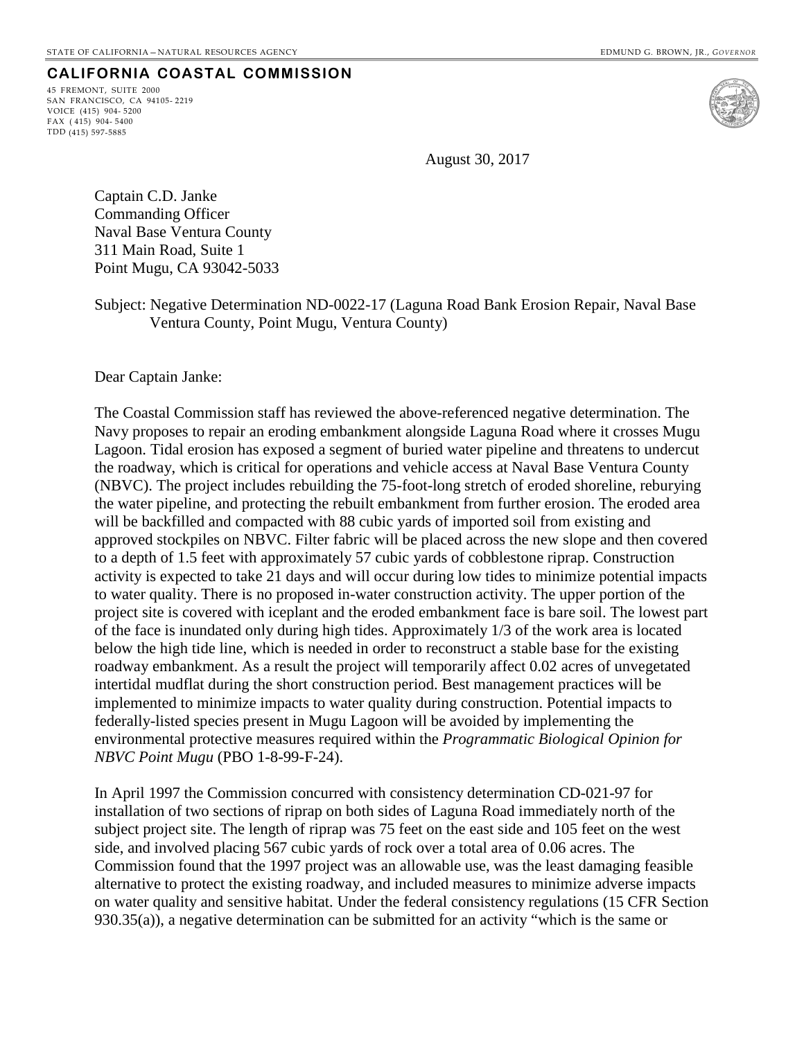STATE OF CALIFORNIA—NATURAL RESOURCES AGENCY — EDMUND G. BROWN, JR., *GOVERNOR*

**CALIFORNIA COASTAL COMMISSION**

45 FREMONT, SUITE 2000
SAN FRANCISCO, CA 94105-2219
VOICE (415) 904-5200
FAX (415) 904-5400
TDD (415) 597-5885

August 30, 2017

Captain C.D. Janke
Commanding Officer
Naval Base Ventura County
311 Main Road, Suite 1
Point Mugu, CA 93042-5033

Subject: Negative Determination ND-0022-17 (Laguna Road Bank Erosion Repair, Naval Base Ventura County, Point Mugu, Ventura County)

Dear Captain Janke:

The Coastal Commission staff has reviewed the above-referenced negative determination. The Navy proposes to repair an eroding embankment alongside Laguna Road where it crosses Mugu Lagoon. Tidal erosion has exposed a segment of buried water pipeline and threatens to undercut the roadway, which is critical for operations and vehicle access at Naval Base Ventura County (NBVC). The project includes rebuilding the 75-foot-long stretch of eroded shoreline, reburying the water pipeline, and protecting the rebuilt embankment from further erosion. The eroded area will be backfilled and compacted with 88 cubic yards of imported soil from existing and approved stockpiles on NBVC. Filter fabric will be placed across the new slope and then covered to a depth of 1.5 feet with approximately 57 cubic yards of cobblestone riprap. Construction activity is expected to take 21 days and will occur during low tides to minimize potential impacts to water quality. There is no proposed in-water construction activity. The upper portion of the project site is covered with iceplant and the eroded embankment face is bare soil. The lowest part of the face is inundated only during high tides. Approximately 1/3 of the work area is located below the high tide line, which is needed in order to reconstruct a stable base for the existing roadway embankment. As a result the project will temporarily affect 0.02 acres of unvegetated intertidal mudflat during the short construction period. Best management practices will be implemented to minimize impacts to water quality during construction. Potential impacts to federally-listed species present in Mugu Lagoon will be avoided by implementing the environmental protective measures required within the *Programmatic Biological Opinion for NBVC Point Mugu* (PBO 1-8-99-F-24).

In April 1997 the Commission concurred with consistency determination CD-021-97 for installation of two sections of riprap on both sides of Laguna Road immediately north of the subject project site. The length of riprap was 75 feet on the east side and 105 feet on the west side, and involved placing 567 cubic yards of rock over a total area of 0.06 acres. The Commission found that the 1997 project was an allowable use, was the least damaging feasible alternative to protect the existing roadway, and included measures to minimize adverse impacts on water quality and sensitive habitat. Under the federal consistency regulations (15 CFR Section 930.35(a)), a negative determination can be submitted for an activity "which is the same or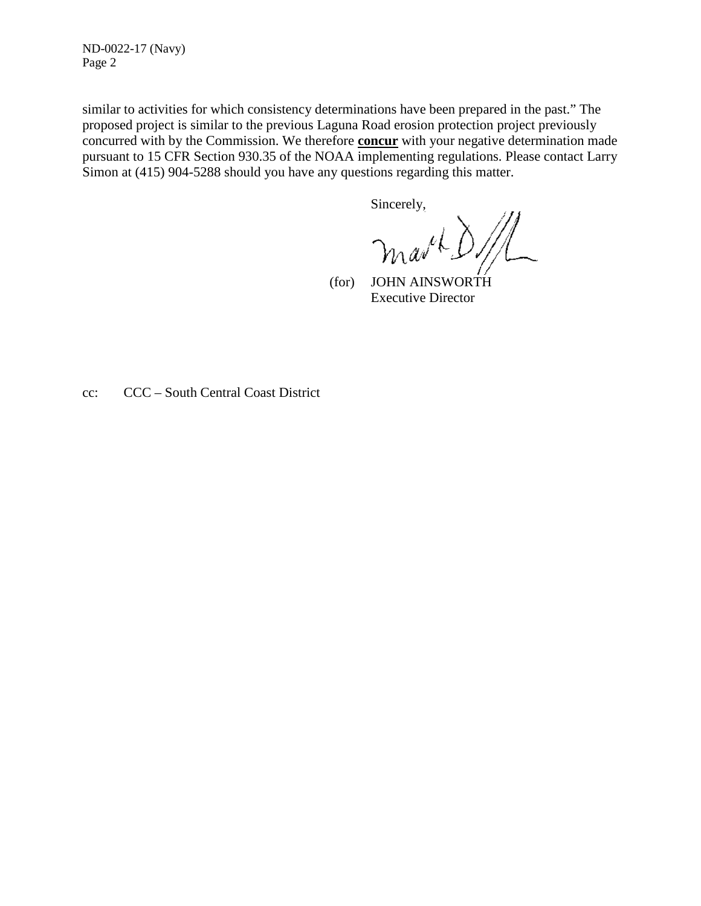similar to activities for which consistency determinations have been prepared in the past." The proposed project is similar to the previous Laguna Road erosion protection project previously concurred with by the Commission. We therefore **concur** with your negative determination made pursuant to 15 CFR Section 930.35 of the NOAA implementing regulations. Please contact Larry Simon at (415) 904-5288 should you have any questions regarding this matter.

Sincerely,

(for) JOHN AINSWORTH
Executive Director

cc: CCC – South Central Coast District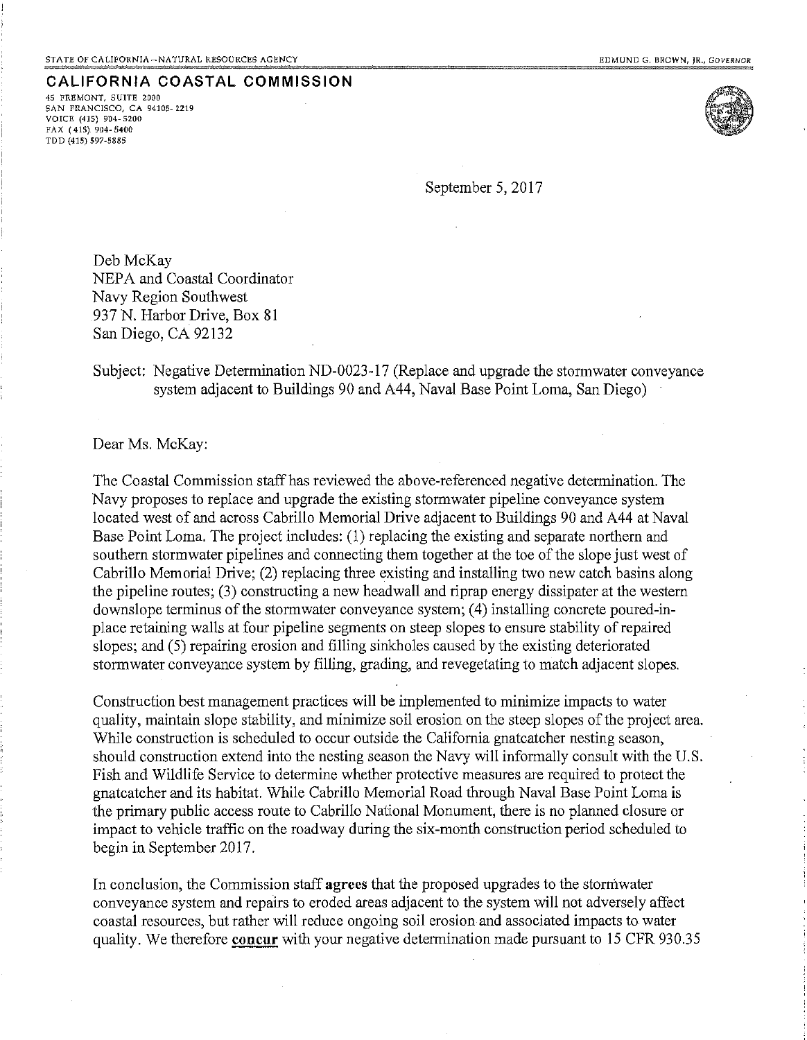STATE OF CALIFORNIA – NATURAL RESOURCES AGENCY EDMUND G. BROWN, JR., *GOVERNOR*

**CALIFORNIA COASTAL COMMISSION**

45 FREMONT, SUITE 2000
SAN FRANCISCO, CA 94105-2219
VOICE (415) 904-5200
FAX (415) 904-5400
TDD (415) 597-5885

September 5, 2017

Deb McKay
NEPA and Coastal Coordinator
Navy Region Southwest
937 N. Harbor Drive, Box 81
San Diego, CA 92132

Subject: Negative Determination ND-0023-17 (Replace and upgrade the stormwater conveyance system adjacent to Buildings 90 and A44, Naval Base Point Loma, San Diego)

Dear Ms. McKay:

The Coastal Commission staff has reviewed the above-referenced negative determination. The Navy proposes to replace and upgrade the existing stormwater pipeline conveyance system located west of and across Cabrillo Memorial Drive adjacent to Buildings 90 and A44 at Naval Base Point Loma. The project includes: (1) replacing the existing and separate northern and southern stormwater pipelines and connecting them together at the toe of the slope just west of Cabrillo Memorial Drive; (2) replacing three existing and installing two new catch basins along the pipeline routes; (3) constructing a new headwall and riprap energy dissipater at the western downslope terminus of the stormwater conveyance system; (4) installing concrete poured-in-place retaining walls at four pipeline segments on steep slopes to ensure stability of repaired slopes; and (5) repairing erosion and filling sinkholes caused by the existing deteriorated stormwater conveyance system by filling, grading, and revegetating to match adjacent slopes.

Construction best management practices will be implemented to minimize impacts to water quality, maintain slope stability, and minimize soil erosion on the steep slopes of the project area. While construction is scheduled to occur outside the California gnatcatcher nesting season, should construction extend into the nesting season the Navy will informally consult with the U.S. Fish and Wildlife Service to determine whether protective measures are required to protect the gnatcatcher and its habitat. While Cabrillo Memorial Road through Naval Base Point Loma is the primary public access route to Cabrillo National Monument, there is no planned closure or impact to vehicle traffic on the roadway during the six-month construction period scheduled to begin in September 2017.

In conclusion, the Commission staff **agrees** that the proposed upgrades to the stormwater conveyance system and repairs to eroded areas adjacent to the system will not adversely affect coastal resources, but rather will reduce ongoing soil erosion and associated impacts to water quality. We therefore **concur** with your negative determination made pursuant to 15 CFR 930.35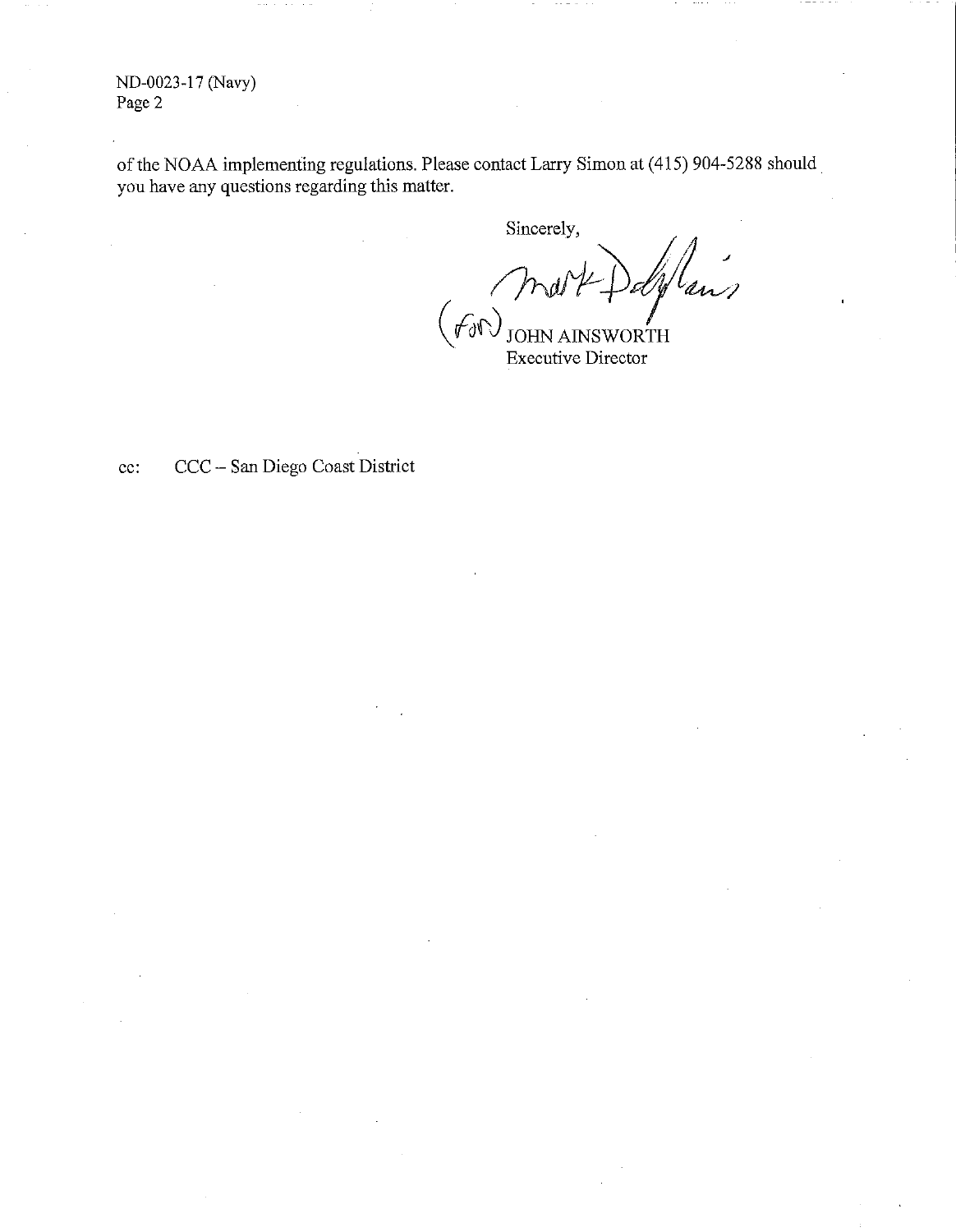ND-0023-17 (Navy)
Page 2

of the NOAA implementing regulations. Please contact Larry Simon at (415) 904-5288 should you have any questions regarding this matter.

Sincerely,

(for) JOHN AINSWORTH
Executive Director

cc: CCC – San Diego Coast District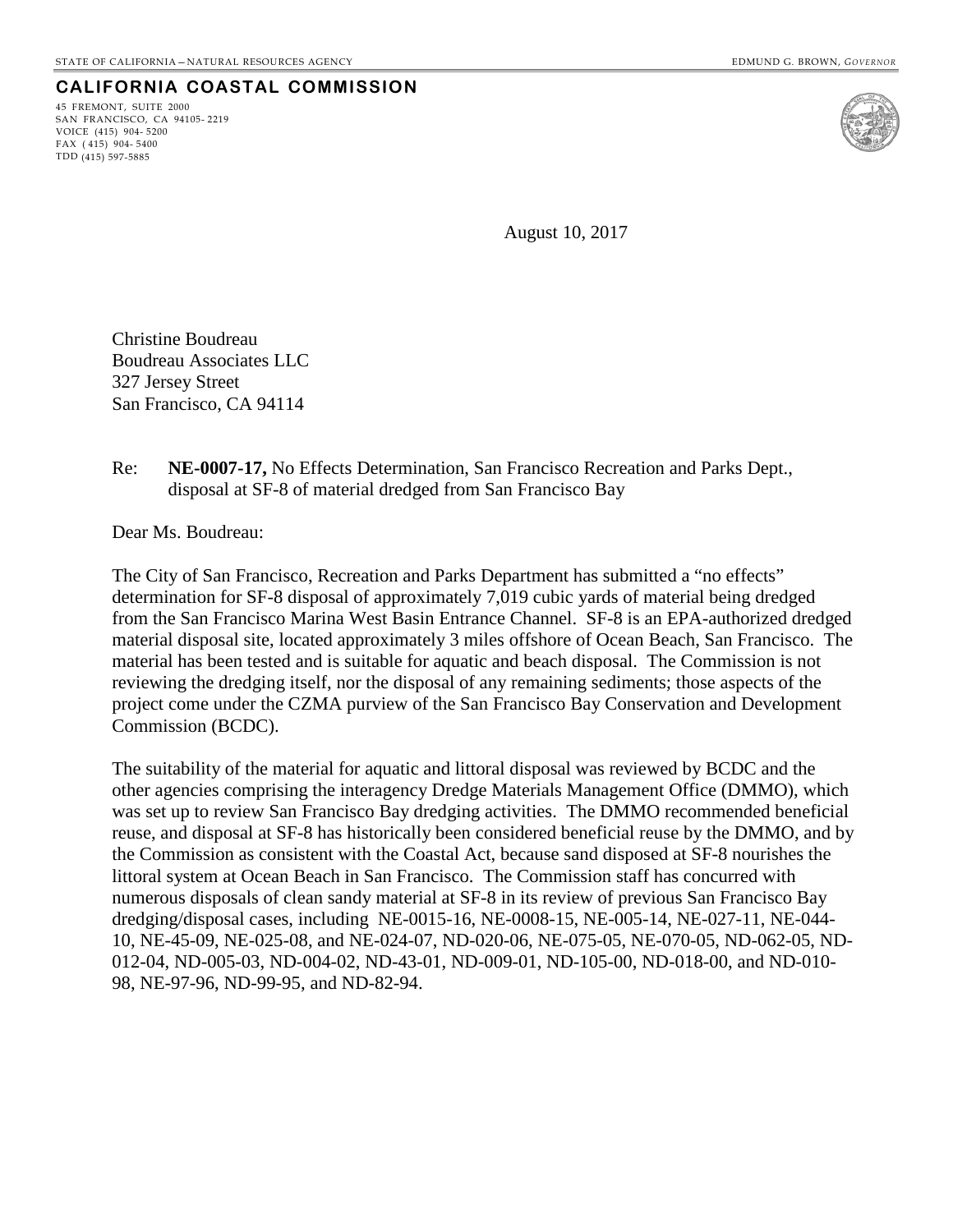STATE OF CALIFORNIA – NATURAL RESOURCES AGENCY EDMUND G. BROWN, *GOVERNOR*

**CALIFORNIA COASTAL COMMISSION**

45 FREMONT, SUITE 2000
SAN FRANCISCO, CA 94105- 2219
VOICE (415) 904- 5200
FAX ( 415) 904- 5400
TDD (415) 597-5885

August 10, 2017

Christine Boudreau
Boudreau Associates LLC
327 Jersey Street
San Francisco, CA 94114

Re: **NE-0007-17,** No Effects Determination, San Francisco Recreation and Parks Dept., disposal at SF-8 of material dredged from San Francisco Bay

Dear Ms. Boudreau:

The City of San Francisco, Recreation and Parks Department has submitted a "no effects" determination for SF-8 disposal of approximately 7,019 cubic yards of material being dredged from the San Francisco Marina West Basin Entrance Channel. SF-8 is an EPA-authorized dredged material disposal site, located approximately 3 miles offshore of Ocean Beach, San Francisco. The material has been tested and is suitable for aquatic and beach disposal. The Commission is not reviewing the dredging itself, nor the disposal of any remaining sediments; those aspects of the project come under the CZMA purview of the San Francisco Bay Conservation and Development Commission (BCDC).

The suitability of the material for aquatic and littoral disposal was reviewed by BCDC and the other agencies comprising the interagency Dredge Materials Management Office (DMMO), which was set up to review San Francisco Bay dredging activities. The DMMO recommended beneficial reuse, and disposal at SF-8 has historically been considered beneficial reuse by the DMMO, and by the Commission as consistent with the Coastal Act, because sand disposed at SF-8 nourishes the littoral system at Ocean Beach in San Francisco. The Commission staff has concurred with numerous disposals of clean sandy material at SF-8 in its review of previous San Francisco Bay dredging/disposal cases, including NE-0015-16, NE-0008-15, NE-005-14, NE-027-11, NE-044-10, NE-45-09, NE-025-08, and NE-024-07, ND-020-06, NE-075-05, NE-070-05, ND-062-05, ND-012-04, ND-005-03, ND-004-02, ND-43-01, ND-009-01, ND-105-00, ND-018-00, and ND-010-98, NE-97-96, ND-99-95, and ND-82-94.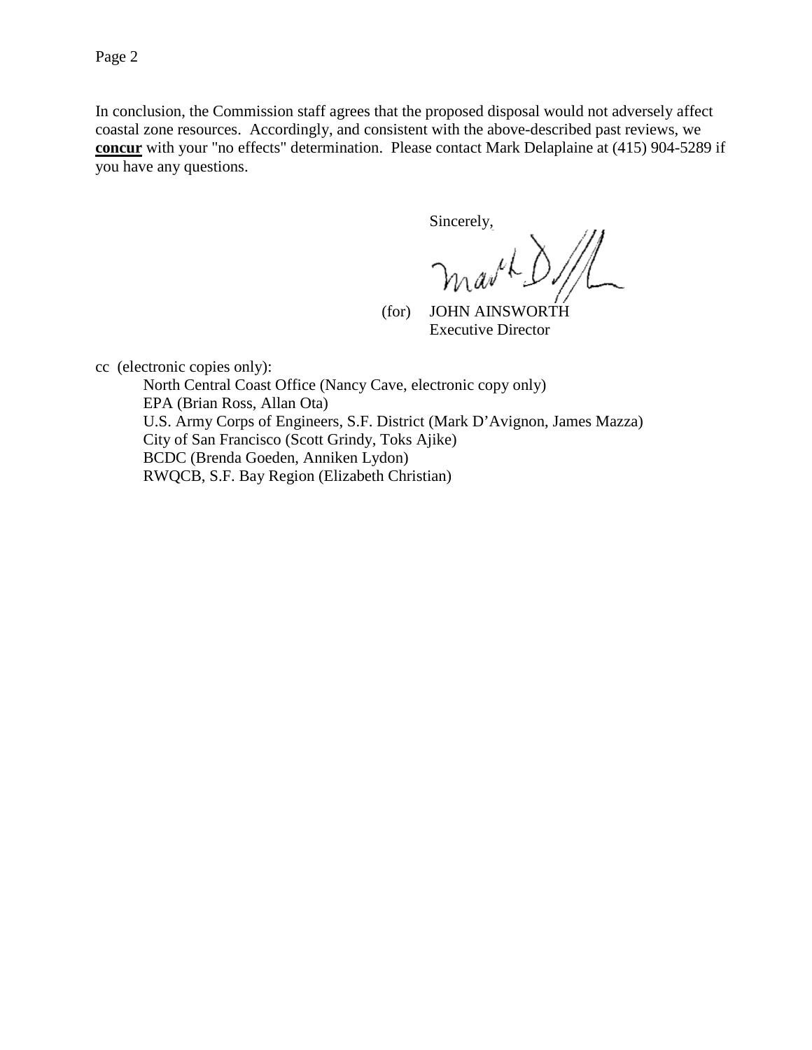In conclusion, the Commission staff agrees that the proposed disposal would not adversely affect coastal zone resources. Accordingly, and consistent with the above-described past reviews, we **concur** with your "no effects" determination. Please contact Mark Delaplaine at (415) 904-5289 if you have any questions.

Sincerely,

(for) JOHN AINSWORTH
Executive Director

cc (electronic copies only):

North Central Coast Office (Nancy Cave, electronic copy only)
EPA (Brian Ross, Allan Ota)
U.S. Army Corps of Engineers, S.F. District (Mark D'Avignon, James Mazza)
City of San Francisco (Scott Grindy, Toks Ajike)
BCDC (Brenda Goeden, Anniken Lydon)
RWQCB, S.F. Bay Region (Elizabeth Christian)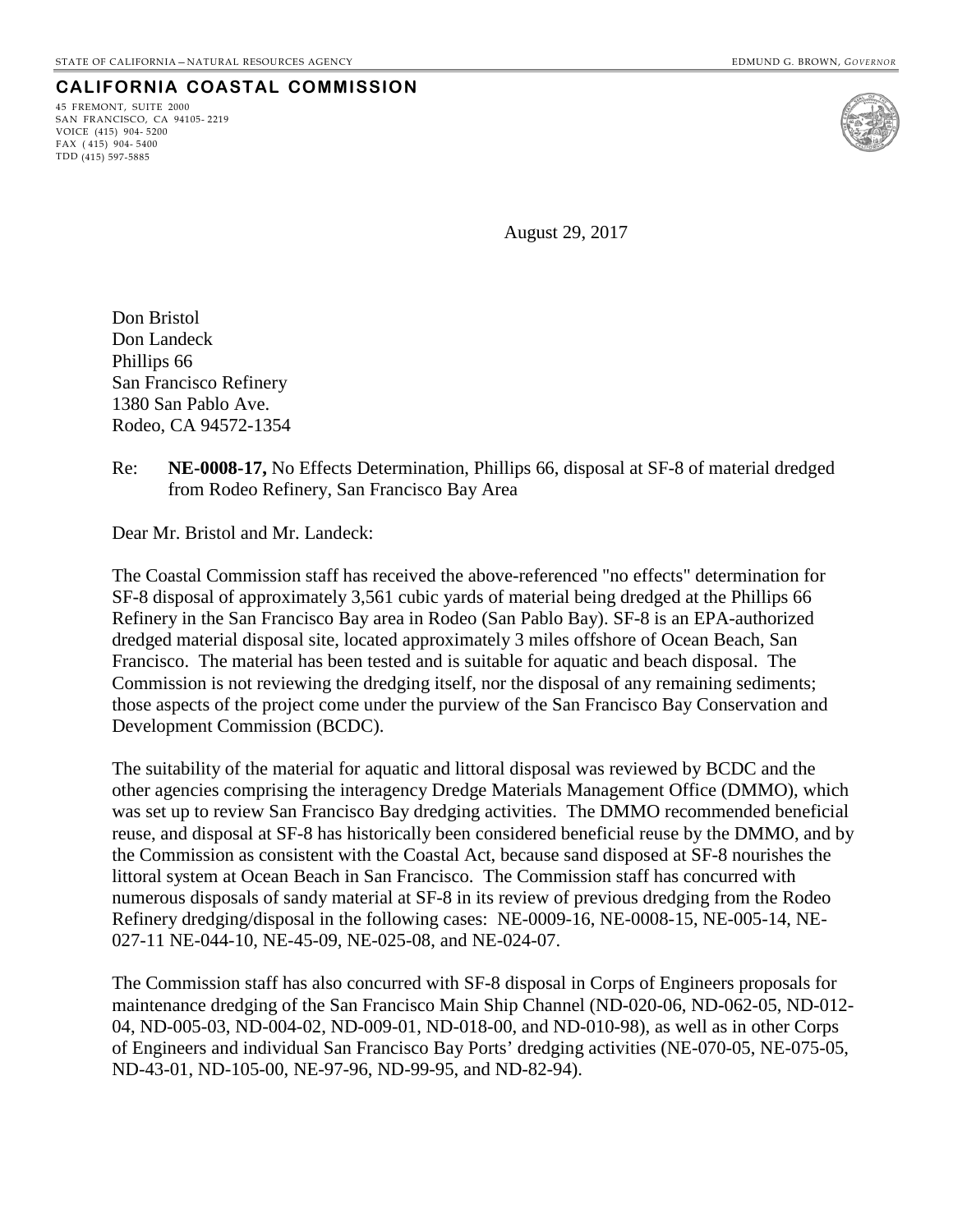STATE OF CALIFORNIA—NATURAL RESOURCES AGENCY

EDMUND G. BROWN, *GOVERNOR*

**CALIFORNIA COASTAL COMMISSION**

45 FREMONT, SUITE 2000
SAN FRANCISCO, CA 94105- 2219
VOICE (415) 904- 5200
FAX (415) 904- 5400
TDD (415) 597-5885

August 29, 2017

Don Bristol
Don Landeck
Phillips 66
San Francisco Refinery
1380 San Pablo Ave.
Rodeo, CA 94572-1354

Re: **NE-0008-17,** No Effects Determination, Phillips 66, disposal at SF-8 of material dredged from Rodeo Refinery, San Francisco Bay Area

Dear Mr. Bristol and Mr. Landeck:

The Coastal Commission staff has received the above-referenced "no effects" determination for SF-8 disposal of approximately 3,561 cubic yards of material being dredged at the Phillips 66 Refinery in the San Francisco Bay area in Rodeo (San Pablo Bay). SF-8 is an EPA-authorized dredged material disposal site, located approximately 3 miles offshore of Ocean Beach, San Francisco. The material has been tested and is suitable for aquatic and beach disposal. The Commission is not reviewing the dredging itself, nor the disposal of any remaining sediments; those aspects of the project come under the purview of the San Francisco Bay Conservation and Development Commission (BCDC).

The suitability of the material for aquatic and littoral disposal was reviewed by BCDC and the other agencies comprising the interagency Dredge Materials Management Office (DMMO), which was set up to review San Francisco Bay dredging activities. The DMMO recommended beneficial reuse, and disposal at SF-8 has historically been considered beneficial reuse by the DMMO, and by the Commission as consistent with the Coastal Act, because sand disposed at SF-8 nourishes the littoral system at Ocean Beach in San Francisco. The Commission staff has concurred with numerous disposals of sandy material at SF-8 in its review of previous dredging from the Rodeo Refinery dredging/disposal in the following cases: NE-0009-16, NE-0008-15, NE-005-14, NE-027-11 NE-044-10, NE-45-09, NE-025-08, and NE-024-07.

The Commission staff has also concurred with SF-8 disposal in Corps of Engineers proposals for maintenance dredging of the San Francisco Main Ship Channel (ND-020-06, ND-062-05, ND-012-04, ND-005-03, ND-004-02, ND-009-01, ND-018-00, and ND-010-98), as well as in other Corps of Engineers and individual San Francisco Bay Ports' dredging activities (NE-070-05, NE-075-05, ND-43-01, ND-105-00, NE-97-96, ND-99-95, and ND-82-94).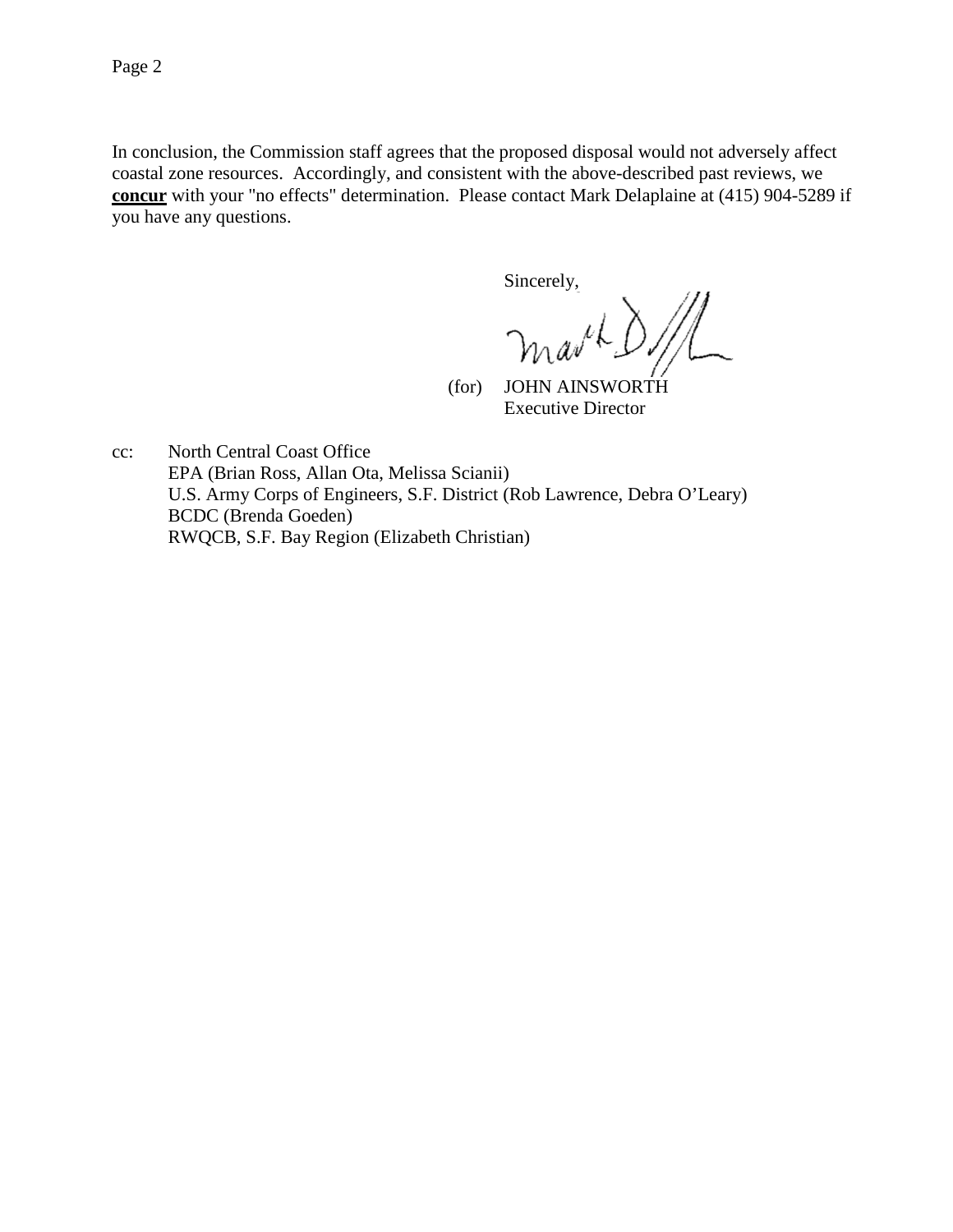In conclusion, the Commission staff agrees that the proposed disposal would not adversely affect coastal zone resources. Accordingly, and consistent with the above-described past reviews, we **concur** with your "no effects" determination. Please contact Mark Delaplaine at (415) 904-5289 if you have any questions.

Sincerely,

(for) JOHN AINSWORTH
Executive Director

cc: North Central Coast Office
EPA (Brian Ross, Allan Ota, Melissa Scianii)
U.S. Army Corps of Engineers, S.F. District (Rob Lawrence, Debra O'Leary)
BCDC (Brenda Goeden)
RWQCB, S.F. Bay Region (Elizabeth Christian)